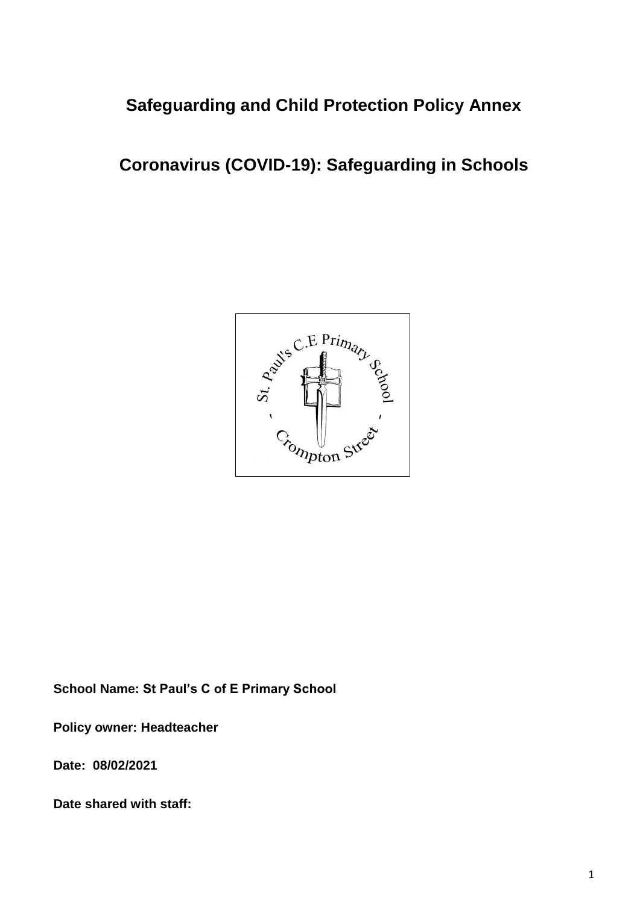# Safeguarding and Child Protection Policy Annex

# Coronavirus (COVID-19): Safeguarding in Schools

**School Name: St Paul's C of E Primary School**

**Policy owner: Headteacher**

**Date: 08/02/2021**

**Date shared with staff:**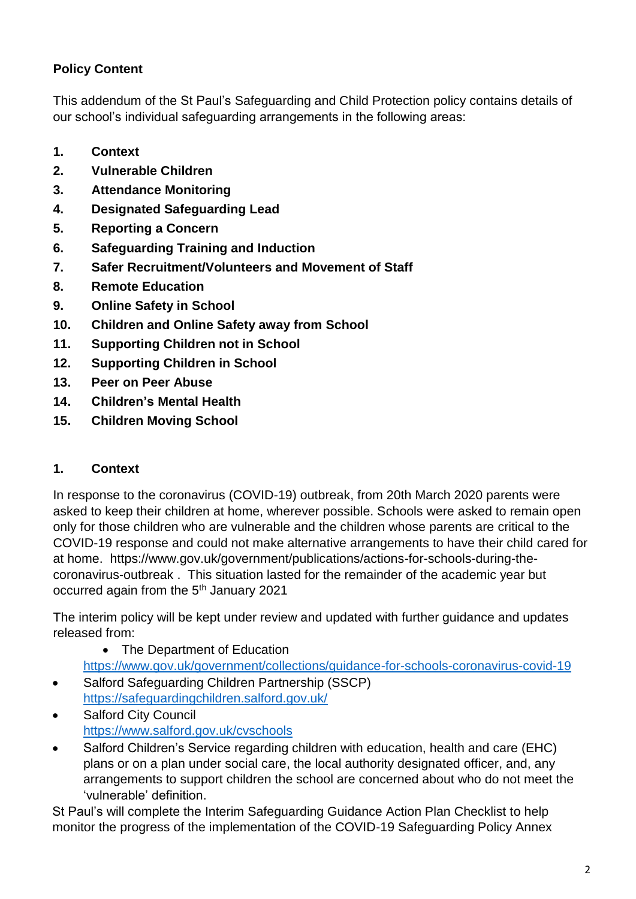**Policy Content**

This addendum of the St Paul's Safeguarding and Child Protection policy contains details of our school's individual safeguarding arrangements in the following areas:

1. **Context**
2. **Vulnerable Children**
3. **Attendance Monitoring**
4. **Designated Safeguarding Lead**
5. **Reporting a Concern**
6. **Safeguarding Training and Induction**
7. **Safer Recruitment/Volunteers and Movement of Staff**
8. **Remote Education**
9. **Online Safety in School**
10. **Children and Online Safety away from School**
11. **Supporting Children not in School**
12. **Supporting Children in School**
13. **Peer on Peer Abuse**
14. **Children's Mental Health**
15. **Children Moving School**

## 1. Context

In response to the coronavirus (COVID-19) outbreak, from 20th March 2020 parents were asked to keep their children at home, wherever possible. Schools were asked to remain open only for those children who are vulnerable and the children whose parents are critical to the COVID-19 response and could not make alternative arrangements to have their child cared for at home. https://www.gov.uk/government/publications/actions-for-schools-during-the-coronavirus-outbreak . This situation lasted for the remainder of the academic year but occurred again from the 5th January 2021

The interim policy will be kept under review and updated with further guidance and updates released from:

- The Department of Education https://www.gov.uk/government/collections/guidance-for-schools-coronavirus-covid-19
- Salford Safeguarding Children Partnership (SSCP) https://safeguardingchildren.salford.gov.uk/
- Salford City Council https://www.salford.gov.uk/cvschools
- Salford Children's Service regarding children with education, health and care (EHC) plans or on a plan under social care, the local authority designated officer, and, any arrangements to support children the school are concerned about who do not meet the 'vulnerable' definition.

St Paul's will complete the Interim Safeguarding Guidance Action Plan Checklist to help monitor the progress of the implementation of the COVID-19 Safeguarding Policy Annex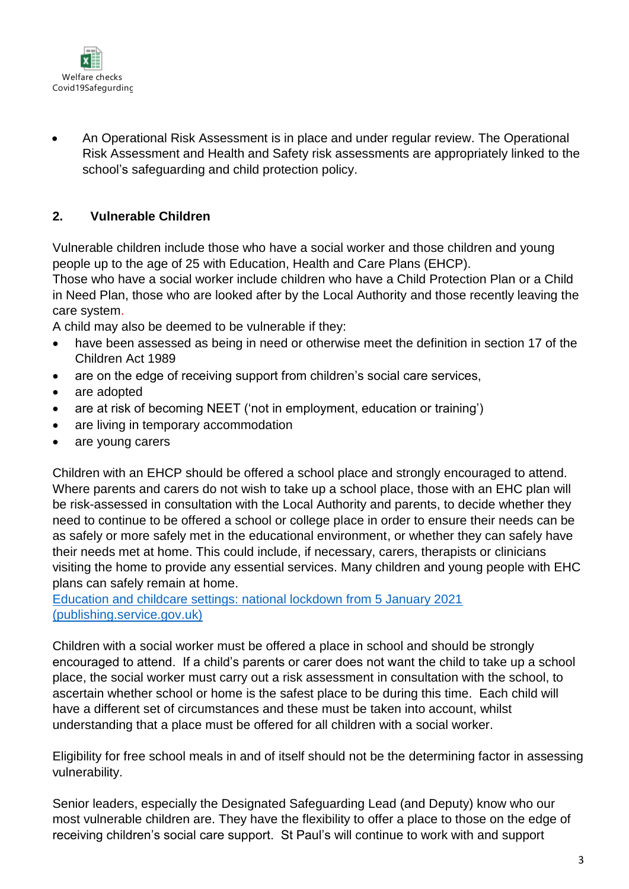Welfare checks Covid19Safegurding

- An Operational Risk Assessment is in place and under regular review. The Operational Risk Assessment and Health and Safety risk assessments are appropriately linked to the school's safeguarding and child protection policy.

## 2. Vulnerable Children

Vulnerable children include those who have a social worker and those children and young people up to the age of 25 with Education, Health and Care Plans (EHCP).
Those who have a social worker include children who have a Child Protection Plan or a Child in Need Plan, those who are looked after by the Local Authority and those recently leaving the care system.
A child may also be deemed to be vulnerable if they:

- have been assessed as being in need or otherwise meet the definition in section 17 of the Children Act 1989
- are on the edge of receiving support from children's social care services,
- are adopted
- are at risk of becoming NEET ('not in employment, education or training')
- are living in temporary accommodation
- are young carers

Children with an EHCP should be offered a school place and strongly encouraged to attend. Where parents and carers do not wish to take up a school place, those with an EHC plan will be risk-assessed in consultation with the Local Authority and parents, to decide whether they need to continue to be offered a school or college place in order to ensure their needs can be as safely or more safely met in the educational environment, or whether they can safely have their needs met at home. This could include, if necessary, carers, therapists or clinicians visiting the home to provide any essential services. Many children and young people with EHC plans can safely remain at home.
[Education and childcare settings: national lockdown from 5 January 2021 (publishing.service.gov.uk)]

Children with a social worker must be offered a place in school and should be strongly encouraged to attend. If a child's parents or carer does not want the child to take up a school place, the social worker must carry out a risk assessment in consultation with the school, to ascertain whether school or home is the safest place to be during this time. Each child will have a different set of circumstances and these must be taken into account, whilst understanding that a place must be offered for all children with a social worker.

Eligibility for free school meals in and of itself should not be the determining factor in assessing vulnerability.

Senior leaders, especially the Designated Safeguarding Lead (and Deputy) know who our most vulnerable children are. They have the flexibility to offer a place to those on the edge of receiving children's social care support. St Paul's will continue to work with and support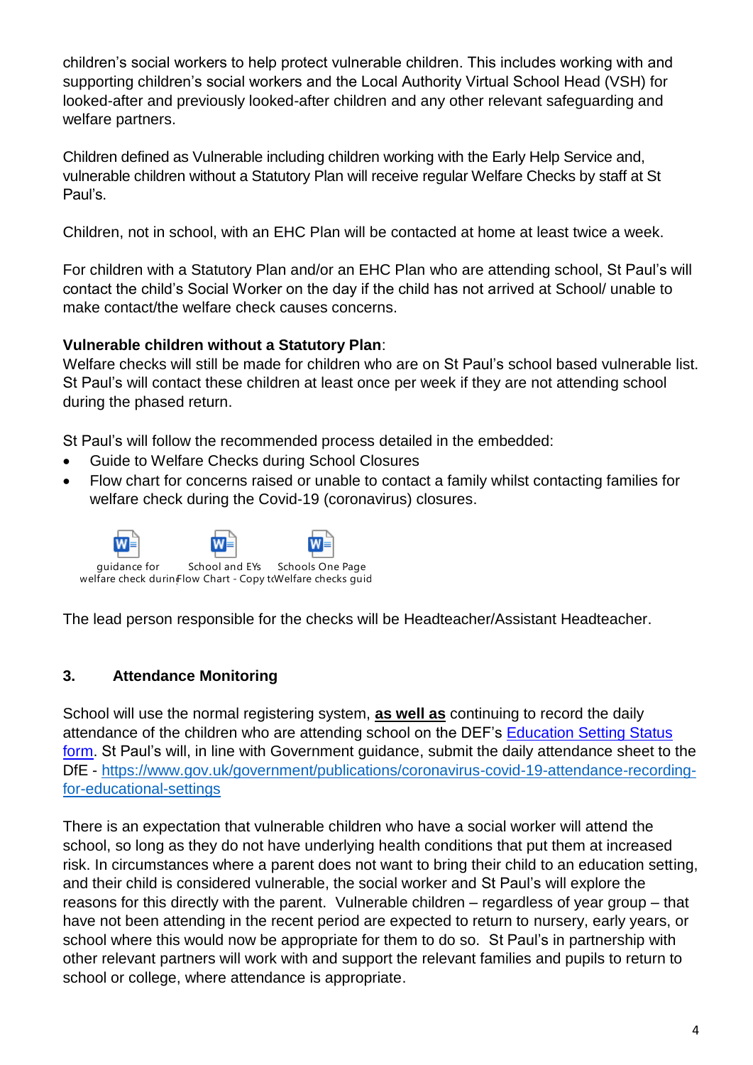children's social workers to help protect vulnerable children. This includes working with and supporting children's social workers and the Local Authority Virtual School Head (VSH) for looked-after and previously looked-after children and any other relevant safeguarding and welfare partners.

Children defined as Vulnerable including children working with the Early Help Service and, vulnerable children without a Statutory Plan will receive regular Welfare Checks by staff at St Paul's.

Children, not in school, with an EHC Plan will be contacted at home at least twice a week.

For children with a Statutory Plan and/or an EHC Plan who are attending school, St Paul's will contact the child's Social Worker on the day if the child has not arrived at School/ unable to make contact/the welfare check causes concerns.

**Vulnerable children without a Statutory Plan**:
Welfare checks will still be made for children who are on St Paul's school based vulnerable list. St Paul's will contact these children at least once per week if they are not attending school during the phased return.

St Paul's will follow the recommended process detailed in the embedded:

- Guide to Welfare Checks during School Closures
- Flow chart for concerns raised or unable to contact a family whilst contacting families for welfare check during the Covid-19 (coronavirus) closures.

guidance for welfare check durin | School and EYs Flow Chart - Copy to | Schools One Page Welfare checks guid

The lead person responsible for the checks will be Headteacher/Assistant Headteacher.

## 3. Attendance Monitoring

School will use the normal registering system, **as well as** continuing to record the daily attendance of the children who are attending school on the DEF's Education Setting Status form. St Paul's will, in line with Government guidance, submit the daily attendance sheet to the DfE - https://www.gov.uk/government/publications/coronavirus-covid-19-attendance-recording-for-educational-settings

There is an expectation that vulnerable children who have a social worker will attend the school, so long as they do not have underlying health conditions that put them at increased risk. In circumstances where a parent does not want to bring their child to an education setting, and their child is considered vulnerable, the social worker and St Paul's will explore the reasons for this directly with the parent. Vulnerable children – regardless of year group – that have not been attending in the recent period are expected to return to nursery, early years, or school where this would now be appropriate for them to do so. St Paul's in partnership with other relevant partners will work with and support the relevant families and pupils to return to school or college, where attendance is appropriate.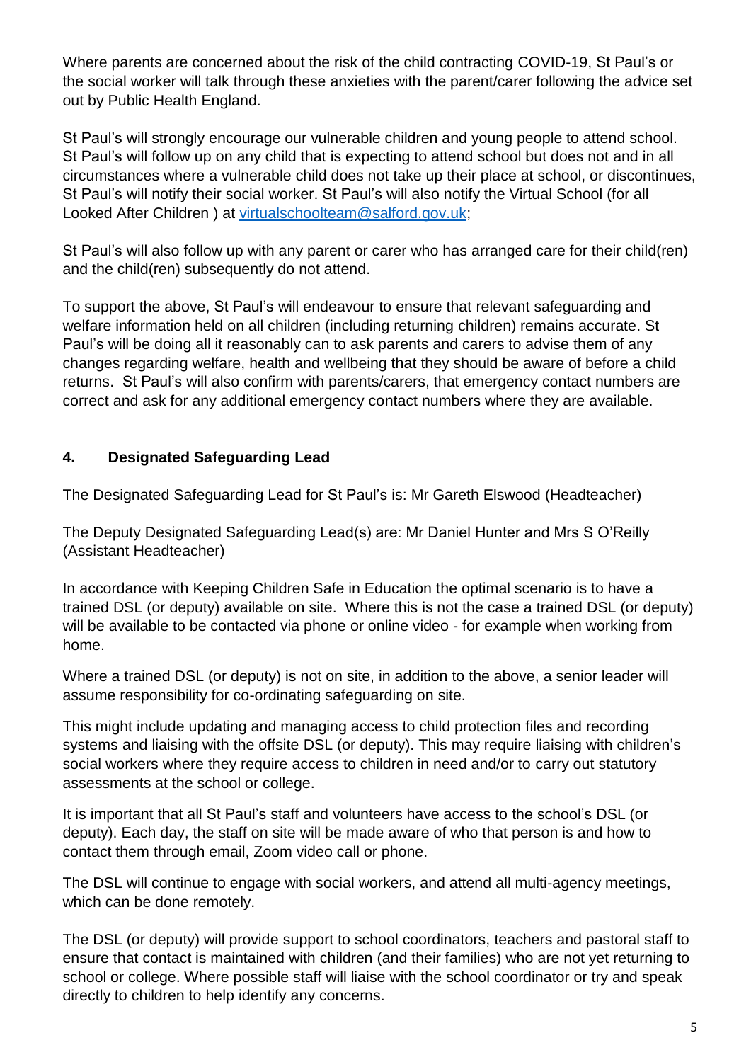Where parents are concerned about the risk of the child contracting COVID-19, St Paul's or the social worker will talk through these anxieties with the parent/carer following the advice set out by Public Health England.

St Paul's will strongly encourage our vulnerable children and young people to attend school. St Paul's will follow up on any child that is expecting to attend school but does not and in all circumstances where a vulnerable child does not take up their place at school, or discontinues, St Paul's will notify their social worker. St Paul's will also notify the Virtual School (for all Looked After Children ) at [virtualschoolteam@salford.gov.uk](mailto:virtualschoolteam@salford.gov.uk);

St Paul's will also follow up with any parent or carer who has arranged care for their child(ren) and the child(ren) subsequently do not attend.

To support the above, St Paul's will endeavour to ensure that relevant safeguarding and welfare information held on all children (including returning children) remains accurate. St Paul's will be doing all it reasonably can to ask parents and carers to advise them of any changes regarding welfare, health and wellbeing that they should be aware of before a child returns. St Paul's will also confirm with parents/carers, that emergency contact numbers are correct and ask for any additional emergency contact numbers where they are available.

## 4. Designated Safeguarding Lead

The Designated Safeguarding Lead for St Paul's is: Mr Gareth Elswood (Headteacher)

The Deputy Designated Safeguarding Lead(s) are: Mr Daniel Hunter and Mrs S O'Reilly (Assistant Headteacher)

In accordance with Keeping Children Safe in Education the optimal scenario is to have a trained DSL (or deputy) available on site. Where this is not the case a trained DSL (or deputy) will be available to be contacted via phone or online video - for example when working from home.

Where a trained DSL (or deputy) is not on site, in addition to the above, a senior leader will assume responsibility for co-ordinating safeguarding on site.

This might include updating and managing access to child protection files and recording systems and liaising with the offsite DSL (or deputy). This may require liaising with children's social workers where they require access to children in need and/or to carry out statutory assessments at the school or college.

It is important that all St Paul's staff and volunteers have access to the school's DSL (or deputy). Each day, the staff on site will be made aware of who that person is and how to contact them through email, Zoom video call or phone.

The DSL will continue to engage with social workers, and attend all multi-agency meetings, which can be done remotely.

The DSL (or deputy) will provide support to school coordinators, teachers and pastoral staff to ensure that contact is maintained with children (and their families) who are not yet returning to school or college. Where possible staff will liaise with the school coordinator or try and speak directly to children to help identify any concerns.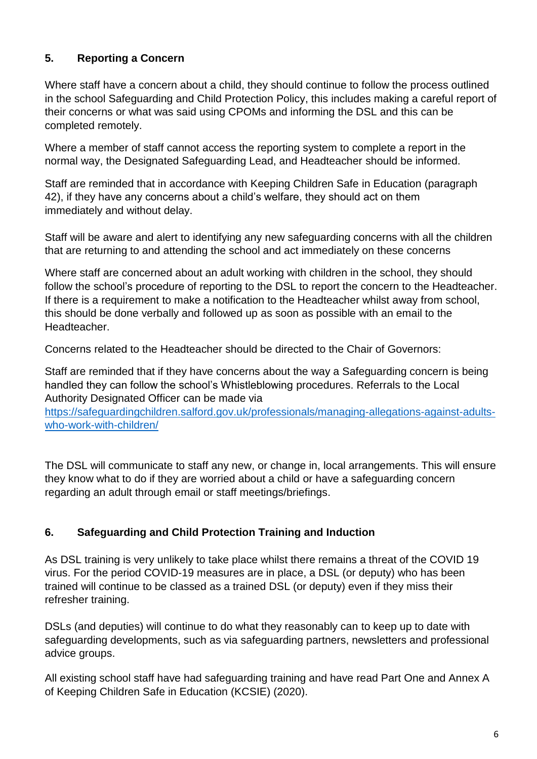## 5. Reporting a Concern

Where staff have a concern about a child, they should continue to follow the process outlined in the school Safeguarding and Child Protection Policy, this includes making a careful report of their concerns or what was said using CPOMs and informing the DSL and this can be completed remotely.

Where a member of staff cannot access the reporting system to complete a report in the normal way, the Designated Safeguarding Lead, and Headteacher should be informed.

Staff are reminded that in accordance with Keeping Children Safe in Education (paragraph 42), if they have any concerns about a child's welfare, they should act on them immediately and without delay.

Staff will be aware and alert to identifying any new safeguarding concerns with all the children that are returning to and attending the school and act immediately on these concerns

Where staff are concerned about an adult working with children in the school, they should follow the school's procedure of reporting to the DSL to report the concern to the Headteacher. If there is a requirement to make a notification to the Headteacher whilst away from school, this should be done verbally and followed up as soon as possible with an email to the Headteacher.

Concerns related to the Headteacher should be directed to the Chair of Governors:

Staff are reminded that if they have concerns about the way a Safeguarding concern is being handled they can follow the school's Whistleblowing procedures. Referrals to the Local Authority Designated Officer can be made via [https://safeguardingchildren.salford.gov.uk/professionals/managing-allegations-against-adults-who-work-with-children/](https://safeguardingchildren.salford.gov.uk/professionals/managing-allegations-against-adults-who-work-with-children/)

The DSL will communicate to staff any new, or change in, local arrangements. This will ensure they know what to do if they are worried about a child or have a safeguarding concern regarding an adult through email or staff meetings/briefings.

## 6. Safeguarding and Child Protection Training and Induction

As DSL training is very unlikely to take place whilst there remains a threat of the COVID 19 virus. For the period COVID-19 measures are in place, a DSL (or deputy) who has been trained will continue to be classed as a trained DSL (or deputy) even if they miss their refresher training.

DSLs (and deputies) will continue to do what they reasonably can to keep up to date with safeguarding developments, such as via safeguarding partners, newsletters and professional advice groups.

All existing school staff have had safeguarding training and have read Part One and Annex A of Keeping Children Safe in Education (KCSIE) (2020).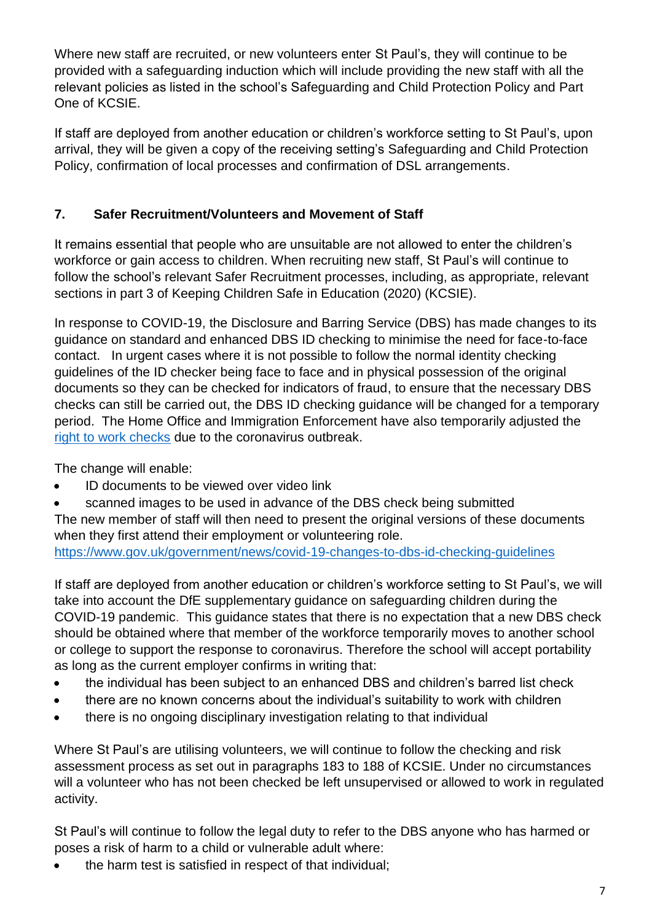Where new staff are recruited, or new volunteers enter St Paul's, they will continue to be provided with a safeguarding induction which will include providing the new staff with all the relevant policies as listed in the school's Safeguarding and Child Protection Policy and Part One of KCSIE.

If staff are deployed from another education or children's workforce setting to St Paul's, upon arrival, they will be given a copy of the receiving setting's Safeguarding and Child Protection Policy, confirmation of local processes and confirmation of DSL arrangements.

## 7. Safer Recruitment/Volunteers and Movement of Staff

It remains essential that people who are unsuitable are not allowed to enter the children's workforce or gain access to children. When recruiting new staff, St Paul's will continue to follow the school's relevant Safer Recruitment processes, including, as appropriate, relevant sections in part 3 of Keeping Children Safe in Education (2020) (KCSIE).

In response to COVID-19, the Disclosure and Barring Service (DBS) has made changes to its guidance on standard and enhanced DBS ID checking to minimise the need for face-to-face contact. In urgent cases where it is not possible to follow the normal identity checking guidelines of the ID checker being face to face and in physical possession of the original documents so they can be checked for indicators of fraud, to ensure that the necessary DBS checks can still be carried out, the DBS ID checking guidance will be changed for a temporary period. The Home Office and Immigration Enforcement have also temporarily adjusted the right to work checks due to the coronavirus outbreak.

The change will enable:

- ID documents to be viewed over video link
- scanned images to be used in advance of the DBS check being submitted

The new member of staff will then need to present the original versions of these documents when they first attend their employment or volunteering role.
https://www.gov.uk/government/news/covid-19-changes-to-dbs-id-checking-guidelines

If staff are deployed from another education or children's workforce setting to St Paul's, we will take into account the DfE supplementary guidance on safeguarding children during the COVID-19 pandemic. This guidance states that there is no expectation that a new DBS check should be obtained where that member of the workforce temporarily moves to another school or college to support the response to coronavirus. Therefore the school will accept portability as long as the current employer confirms in writing that:

- the individual has been subject to an enhanced DBS and children's barred list check
- there are no known concerns about the individual's suitability to work with children
- there is no ongoing disciplinary investigation relating to that individual

Where St Paul's are utilising volunteers, we will continue to follow the checking and risk assessment process as set out in paragraphs 183 to 188 of KCSIE. Under no circumstances will a volunteer who has not been checked be left unsupervised or allowed to work in regulated activity.

St Paul's will continue to follow the legal duty to refer to the DBS anyone who has harmed or poses a risk of harm to a child or vulnerable adult where:

- the harm test is satisfied in respect of that individual;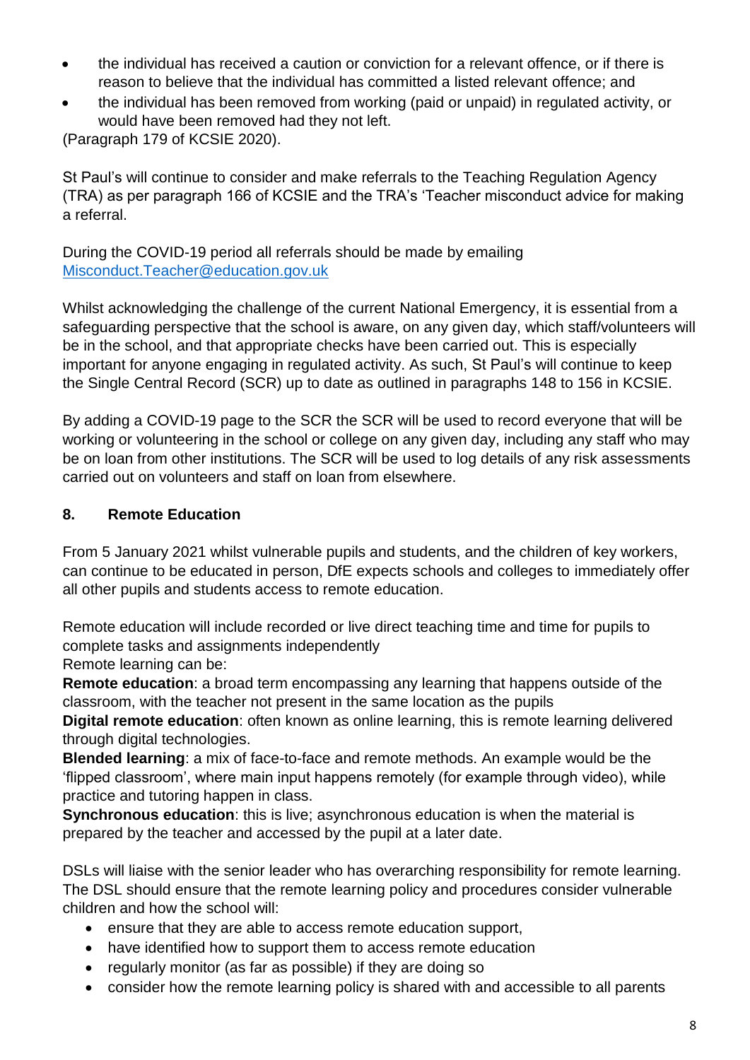- the individual has received a caution or conviction for a relevant offence, or if there is reason to believe that the individual has committed a listed relevant offence; and
- the individual has been removed from working (paid or unpaid) in regulated activity, or would have been removed had they not left.

(Paragraph 179 of KCSIE 2020).

St Paul's will continue to consider and make referrals to the Teaching Regulation Agency (TRA) as per paragraph 166 of KCSIE and the TRA's 'Teacher misconduct advice for making a referral.

During the COVID-19 period all referrals should be made by emailing Misconduct.Teacher@education.gov.uk

Whilst acknowledging the challenge of the current National Emergency, it is essential from a safeguarding perspective that the school is aware, on any given day, which staff/volunteers will be in the school, and that appropriate checks have been carried out. This is especially important for anyone engaging in regulated activity. As such, St Paul's will continue to keep the Single Central Record (SCR) up to date as outlined in paragraphs 148 to 156 in KCSIE.

By adding a COVID-19 page to the SCR the SCR will be used to record everyone that will be working or volunteering in the school or college on any given day, including any staff who may be on loan from other institutions. The SCR will be used to log details of any risk assessments carried out on volunteers and staff on loan from elsewhere.

## 8. Remote Education

From 5 January 2021 whilst vulnerable pupils and students, and the children of key workers, can continue to be educated in person, DfE expects schools and colleges to immediately offer all other pupils and students access to remote education.

Remote education will include recorded or live direct teaching time and time for pupils to complete tasks and assignments independently
Remote learning can be:
**Remote education**: a broad term encompassing any learning that happens outside of the classroom, with the teacher not present in the same location as the pupils
**Digital remote education**: often known as online learning, this is remote learning delivered through digital technologies.
**Blended learning**: a mix of face-to-face and remote methods. An example would be the 'flipped classroom', where main input happens remotely (for example through video), while practice and tutoring happen in class.
**Synchronous education**: this is live; asynchronous education is when the material is prepared by the teacher and accessed by the pupil at a later date.

DSLs will liaise with the senior leader who has overarching responsibility for remote learning. The DSL should ensure that the remote learning policy and procedures consider vulnerable children and how the school will:

- ensure that they are able to access remote education support,
- have identified how to support them to access remote education
- regularly monitor (as far as possible) if they are doing so
- consider how the remote learning policy is shared with and accessible to all parents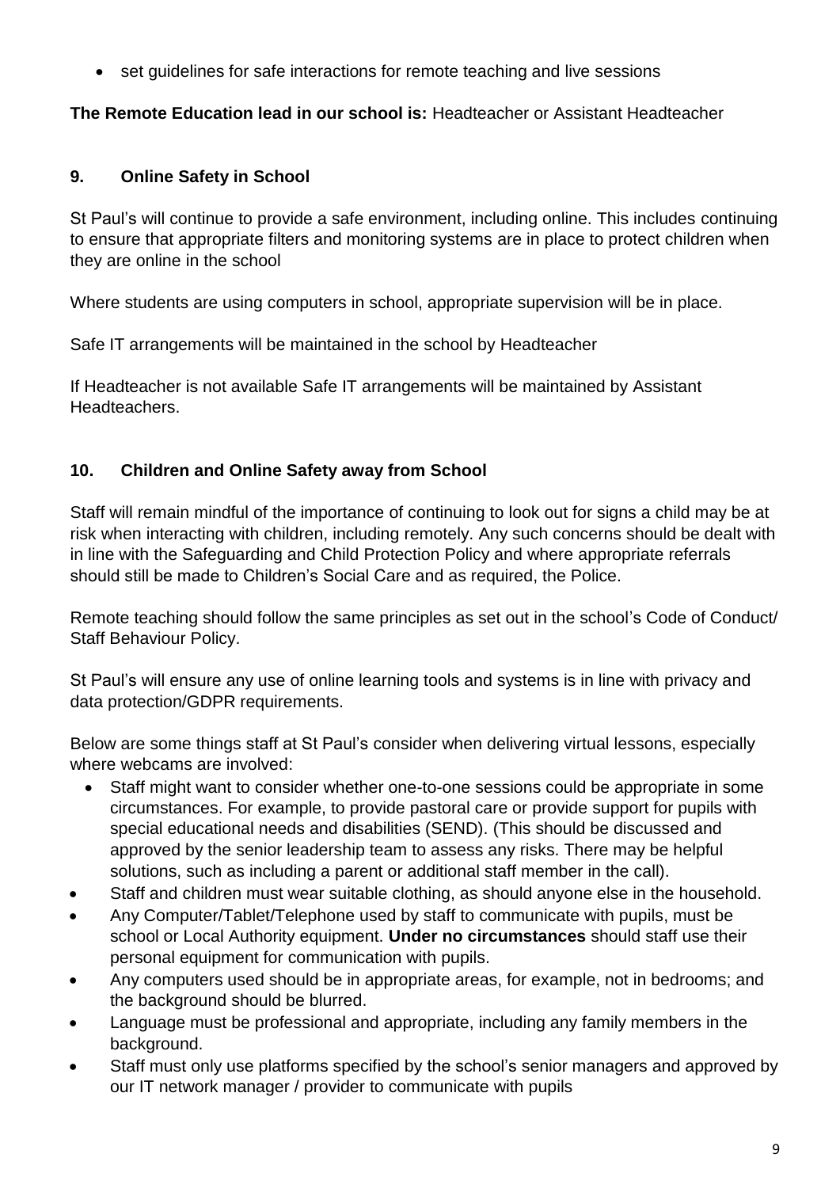- set guidelines for safe interactions for remote teaching and live sessions

**The Remote Education lead in our school is:** Headteacher or Assistant Headteacher

## 9. Online Safety in School

St Paul's will continue to provide a safe environment, including online. This includes continuing to ensure that appropriate filters and monitoring systems are in place to protect children when they are online in the school

Where students are using computers in school, appropriate supervision will be in place.

Safe IT arrangements will be maintained in the school by Headteacher

If Headteacher is not available Safe IT arrangements will be maintained by Assistant Headteachers.

## 10. Children and Online Safety away from School

Staff will remain mindful of the importance of continuing to look out for signs a child may be at risk when interacting with children, including remotely. Any such concerns should be dealt with in line with the Safeguarding and Child Protection Policy and where appropriate referrals should still be made to Children's Social Care and as required, the Police.

Remote teaching should follow the same principles as set out in the school's Code of Conduct/ Staff Behaviour Policy.

St Paul's will ensure any use of online learning tools and systems is in line with privacy and data protection/GDPR requirements.

Below are some things staff at St Paul's consider when delivering virtual lessons, especially where webcams are involved:

- Staff might want to consider whether one-to-one sessions could be appropriate in some circumstances. For example, to provide pastoral care or provide support for pupils with special educational needs and disabilities (SEND). (This should be discussed and approved by the senior leadership team to assess any risks. There may be helpful solutions, such as including a parent or additional staff member in the call).
- Staff and children must wear suitable clothing, as should anyone else in the household.
- Any Computer/Tablet/Telephone used by staff to communicate with pupils, must be school or Local Authority equipment. **Under no circumstances** should staff use their personal equipment for communication with pupils.
- Any computers used should be in appropriate areas, for example, not in bedrooms; and the background should be blurred.
- Language must be professional and appropriate, including any family members in the background.
- Staff must only use platforms specified by the school's senior managers and approved by our IT network manager / provider to communicate with pupils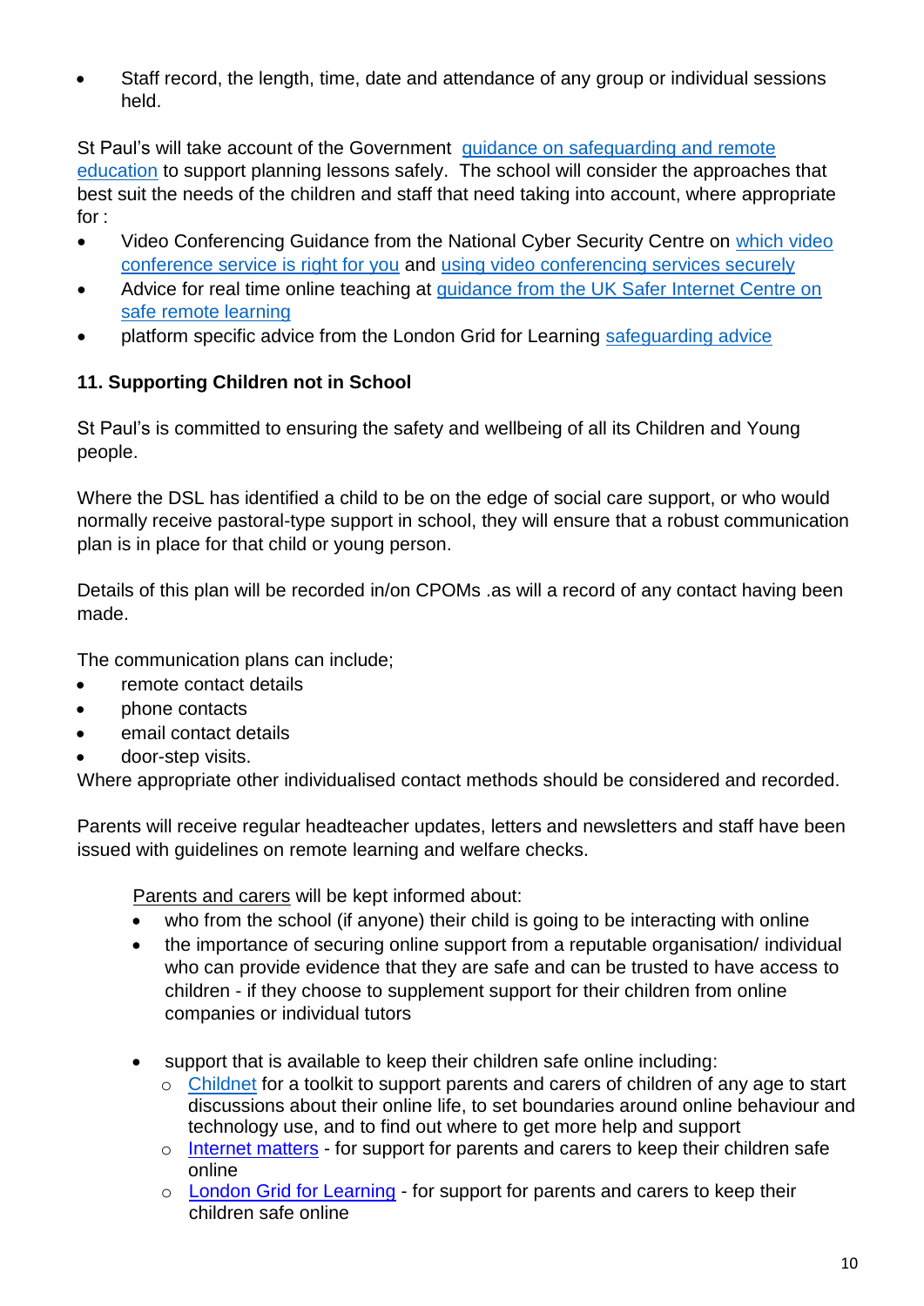- Staff record, the length, time, date and attendance of any group or individual sessions held.

St Paul's will take account of the Government guidance on safeguarding and remote education to support planning lessons safely. The school will consider the approaches that best suit the needs of the children and staff that need taking into account, where appropriate for :

- Video Conferencing Guidance from the National Cyber Security Centre on which video conference service is right for you and using video conferencing services securely
- Advice for real time online teaching at guidance from the UK Safer Internet Centre on safe remote learning
- platform specific advice from the London Grid for Learning safeguarding advice

### 11. Supporting Children not in School

St Paul's is committed to ensuring the safety and wellbeing of all its Children and Young people.

Where the DSL has identified a child to be on the edge of social care support, or who would normally receive pastoral-type support in school, they will ensure that a robust communication plan is in place for that child or young person.

Details of this plan will be recorded in/on CPOMs .as will a record of any contact having been made.

The communication plans can include;

- remote contact details
- phone contacts
- email contact details
- door-step visits.

Where appropriate other individualised contact methods should be considered and recorded.

Parents will receive regular headteacher updates, letters and newsletters and staff have been issued with guidelines on remote learning and welfare checks.

Parents and carers will be kept informed about:

- who from the school (if anyone) their child is going to be interacting with online
- the importance of securing online support from a reputable organisation/ individual who can provide evidence that they are safe and can be trusted to have access to children - if they choose to supplement support for their children from online companies or individual tutors
- support that is available to keep their children safe online including:
  - Childnet for a toolkit to support parents and carers of children of any age to start discussions about their online life, to set boundaries around online behaviour and technology use, and to find out where to get more help and support
  - Internet matters - for support for parents and carers to keep their children safe online
  - London Grid for Learning - for support for parents and carers to keep their children safe online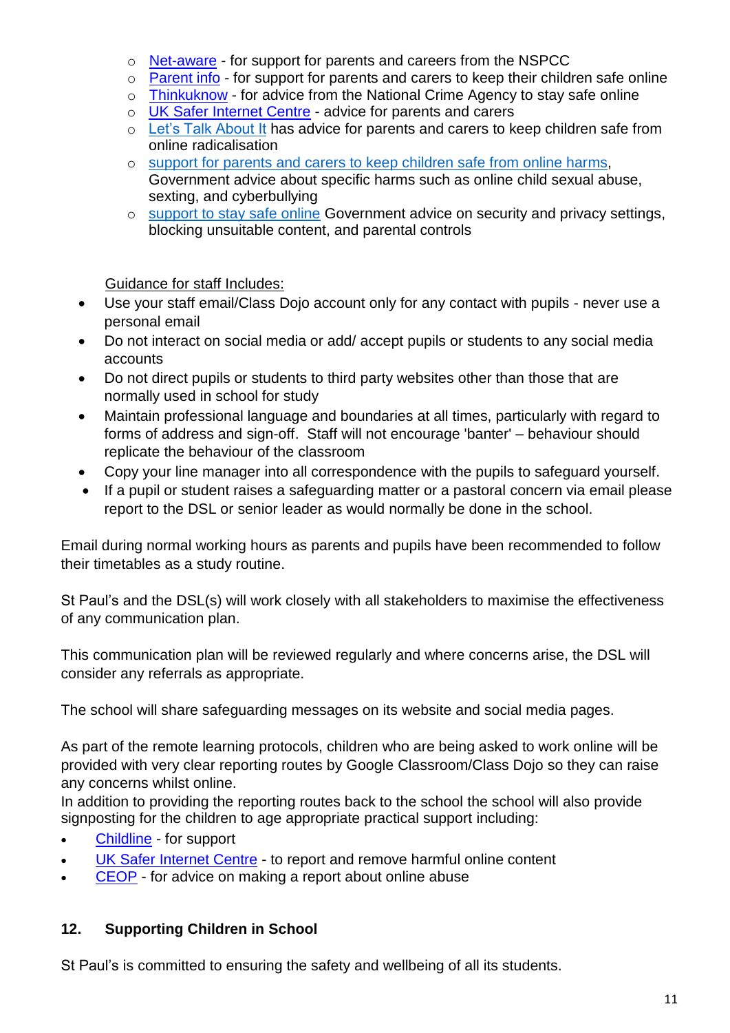- Net-aware - for support for parents and careers from the NSPCC
- Parent info - for support for parents and carers to keep their children safe online
- Thinkuknow - for advice from the National Crime Agency to stay safe online
- UK Safer Internet Centre - advice for parents and carers
- Let's Talk About It has advice for parents and carers to keep children safe from online radicalisation
- support for parents and carers to keep children safe from online harms, Government advice about specific harms such as online child sexual abuse, sexting, and cyberbullying
- support to stay safe online Government advice on security and privacy settings, blocking unsuitable content, and parental controls

Guidance for staff Includes:

- Use your staff email/Class Dojo account only for any contact with pupils - never use a personal email
- Do not interact on social media or add/ accept pupils or students to any social media accounts
- Do not direct pupils or students to third party websites other than those that are normally used in school for study
- Maintain professional language and boundaries at all times, particularly with regard to forms of address and sign-off. Staff will not encourage 'banter' – behaviour should replicate the behaviour of the classroom
- Copy your line manager into all correspondence with the pupils to safeguard yourself.
- If a pupil or student raises a safeguarding matter or a pastoral concern via email please report to the DSL or senior leader as would normally be done in the school.

Email during normal working hours as parents and pupils have been recommended to follow their timetables as a study routine.

St Paul's and the DSL(s) will work closely with all stakeholders to maximise the effectiveness of any communication plan.

This communication plan will be reviewed regularly and where concerns arise, the DSL will consider any referrals as appropriate.

The school will share safeguarding messages on its website and social media pages.

As part of the remote learning protocols, children who are being asked to work online will be provided with very clear reporting routes by Google Classroom/Class Dojo so they can raise any concerns whilst online.
In addition to providing the reporting routes back to the school the school will also provide signposting for the children to age appropriate practical support including:

- Childline - for support
- UK Safer Internet Centre - to report and remove harmful online content
- CEOP - for advice on making a report about online abuse

## 12. Supporting Children in School

St Paul's is committed to ensuring the safety and wellbeing of all its students.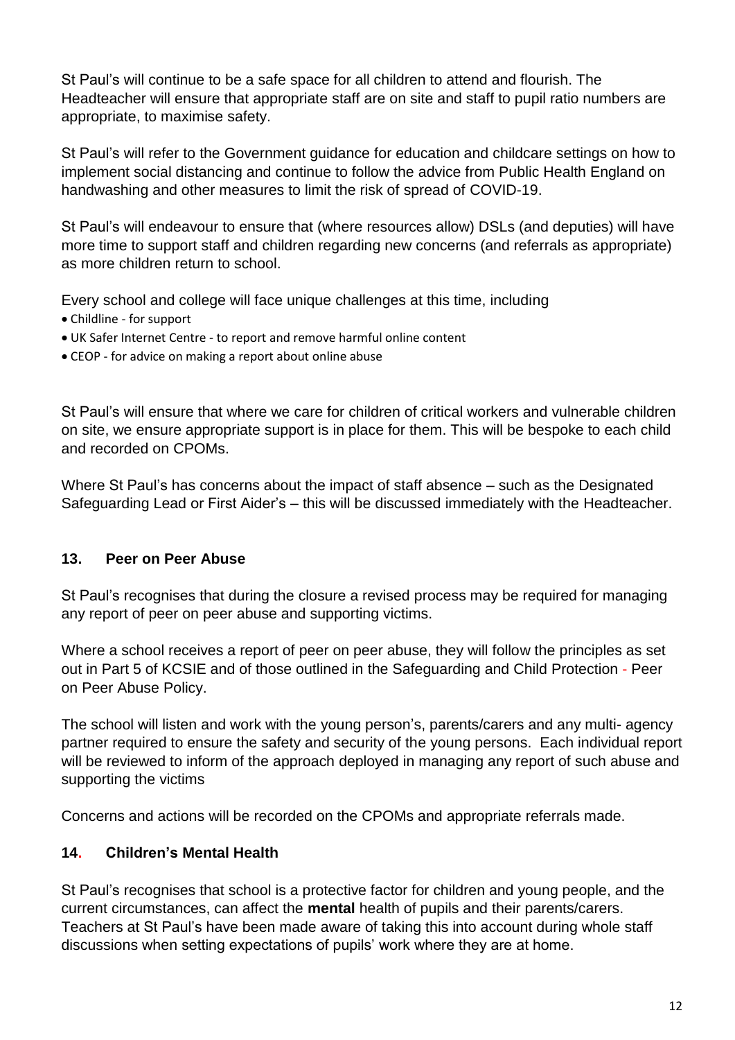St Paul's will continue to be a safe space for all children to attend and flourish. The Headteacher will ensure that appropriate staff are on site and staff to pupil ratio numbers are appropriate, to maximise safety.

St Paul's will refer to the Government guidance for education and childcare settings on how to implement social distancing and continue to follow the advice from Public Health England on handwashing and other measures to limit the risk of spread of COVID-19.

St Paul's will endeavour to ensure that (where resources allow) DSLs (and deputies) will have more time to support staff and children regarding new concerns (and referrals as appropriate) as more children return to school.

Every school and college will face unique challenges at this time, including

- Childline - for support
- UK Safer Internet Centre - to report and remove harmful online content
- CEOP - for advice on making a report about online abuse

St Paul's will ensure that where we care for children of critical workers and vulnerable children on site, we ensure appropriate support is in place for them. This will be bespoke to each child and recorded on CPOMs.

Where St Paul's has concerns about the impact of staff absence – such as the Designated Safeguarding Lead or First Aider's – this will be discussed immediately with the Headteacher.

## 13. Peer on Peer Abuse

St Paul's recognises that during the closure a revised process may be required for managing any report of peer on peer abuse and supporting victims.

Where a school receives a report of peer on peer abuse, they will follow the principles as set out in Part 5 of KCSIE and of those outlined in the Safeguarding and Child Protection - Peer on Peer Abuse Policy.

The school will listen and work with the young person's, parents/carers and any multi- agency partner required to ensure the safety and security of the young persons. Each individual report will be reviewed to inform of the approach deployed in managing any report of such abuse and supporting the victims

Concerns and actions will be recorded on the CPOMs and appropriate referrals made.

## 14. Children's Mental Health

St Paul's recognises that school is a protective factor for children and young people, and the current circumstances, can affect the **mental** health of pupils and their parents/carers. Teachers at St Paul's have been made aware of taking this into account during whole staff discussions when setting expectations of pupils' work where they are at home.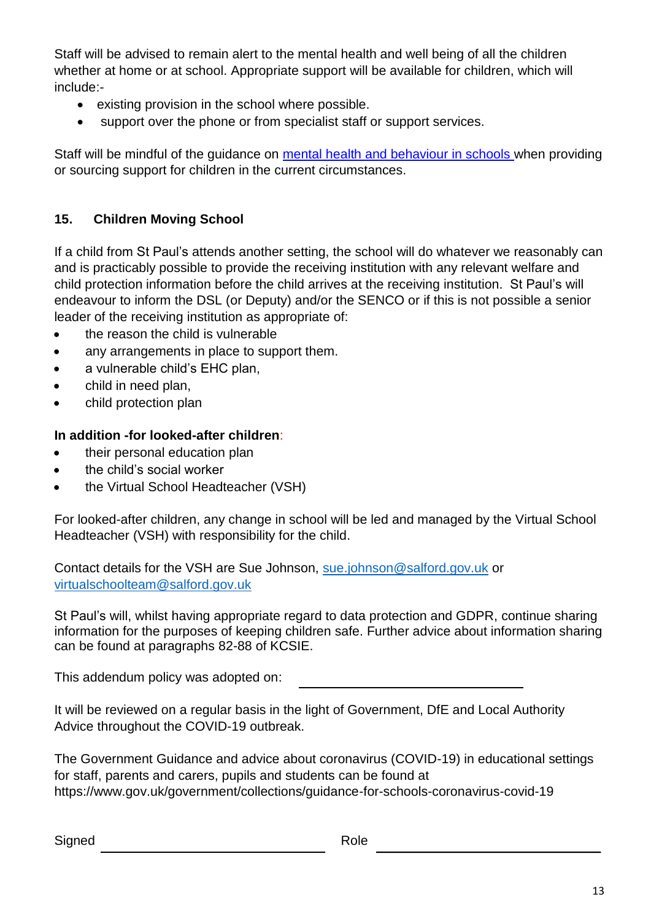Staff will be advised to remain alert to the mental health and well being of all the children whether at home or at school. Appropriate support will be available for children, which will include:-

- existing provision in the school where possible.
- support over the phone or from specialist staff or support services.

Staff will be mindful of the guidance on [mental health and behaviour in schools](#) when providing or sourcing support for children in the current circumstances.

## 15. Children Moving School

If a child from St Paul's attends another setting, the school will do whatever we reasonably can and is practicably possible to provide the receiving institution with any relevant welfare and child protection information before the child arrives at the receiving institution. St Paul's will endeavour to inform the DSL (or Deputy) and/or the SENCO or if this is not possible a senior leader of the receiving institution as appropriate of:

- the reason the child is vulnerable
- any arrangements in place to support them.
- a vulnerable child's EHC plan,
- child in need plan,
- child protection plan

**In addition -for looked-after children**:

- their personal education plan
- the child's social worker
- the Virtual School Headteacher (VSH)

For looked-after children, any change in school will be led and managed by the Virtual School Headteacher (VSH) with responsibility for the child.

Contact details for the VSH are Sue Johnson, sue.johnson@salford.gov.uk or virtualschoolteam@salford.gov.uk

St Paul's will, whilst having appropriate regard to data protection and GDPR, continue sharing information for the purposes of keeping children safe. Further advice about information sharing can be found at paragraphs 82-88 of KCSIE.

This addendum policy was adopted on: ______________________

It will be reviewed on a regular basis in the light of Government, DfE and Local Authority Advice throughout the COVID-19 outbreak.

The Government Guidance and advice about coronavirus (COVID-19) in educational settings for staff, parents and carers, pupils and students can be found at https://www.gov.uk/government/collections/guidance-for-schools-coronavirus-covid-19

Signed ______________________ Role ______________________